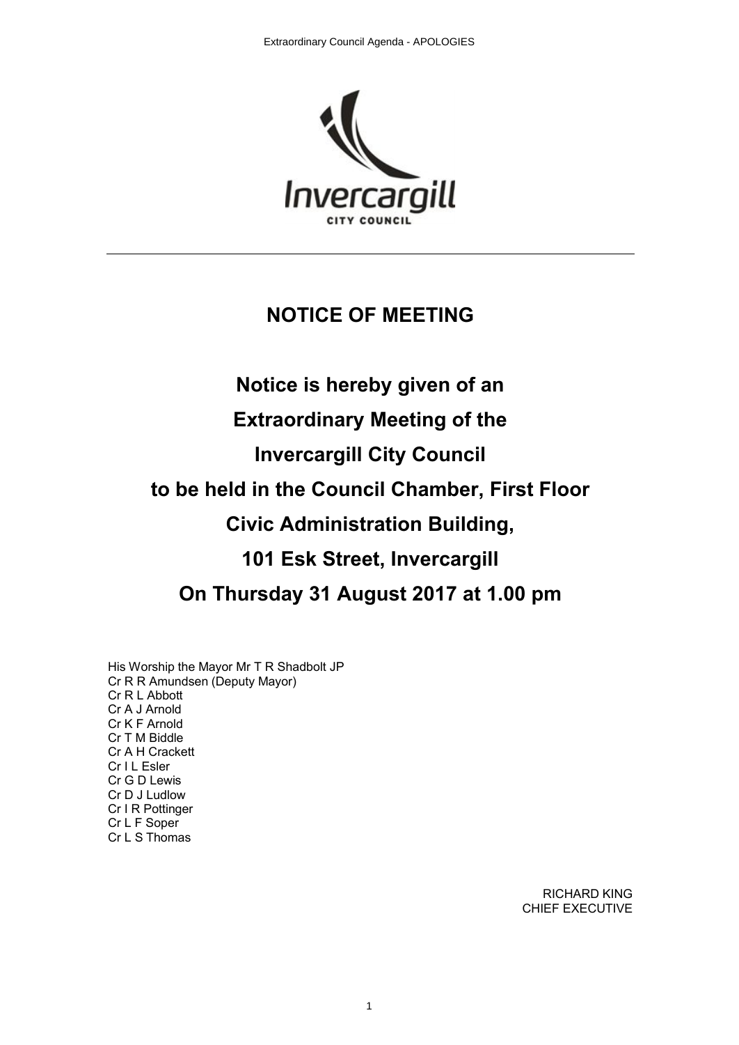# NOTICE OF MEETING

## Notice is hereby given of an Extraordinary Meeting of the Invercargill City Council to be held in the Council Chamber, First Floor Civic Administration Building, 101 Esk Street, Invercargill On Thursday 31 August 2017 at 1.00 pm

His Worship the Mayor Mr T R Shadbolt JP
Cr R R Amundsen (Deputy Mayor)
Cr R L Abbott
Cr A J Arnold
Cr K F Arnold
Cr T M Biddle
Cr A H Crackett
Cr I L Esler
Cr G D Lewis
Cr D J Ludlow
Cr I R Pottinger
Cr L F Soper
Cr L S Thomas

RICHARD KING
CHIEF EXECUTIVE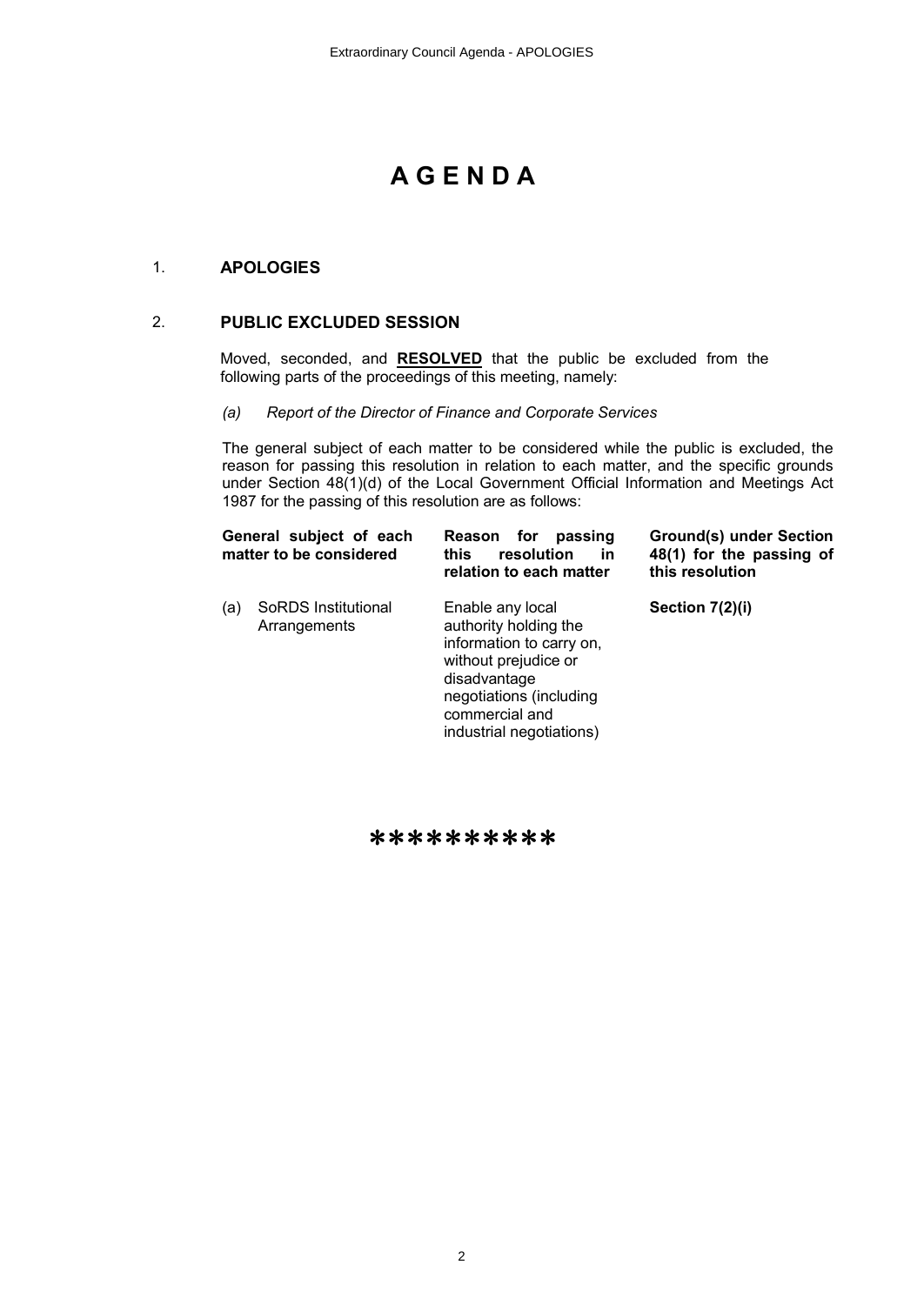# A G E N D A

## 1. APOLOGIES

## 2. PUBLIC EXCLUDED SESSION

Moved, seconded, and **RESOLVED** that the public be excluded from the following parts of the proceedings of this meeting, namely:

*(a) Report of the Director of Finance and Corporate Services*

The general subject of each matter to be considered while the public is excluded, the reason for passing this resolution in relation to each matter, and the specific grounds under Section 48(1)(d) of the Local Government Official Information and Meetings Act 1987 for the passing of this resolution are as follows:

| General subject of each matter to be considered | Reason for passing this resolution in relation to each matter | Ground(s) under Section 48(1) for the passing of this resolution |
|---|---|---|
| (a) SoRDS Institutional Arrangements | Enable any local authority holding the information to carry on, without prejudice or disadvantage negotiations (including commercial and industrial negotiations) | **Section 7(2)(i)** |

**********